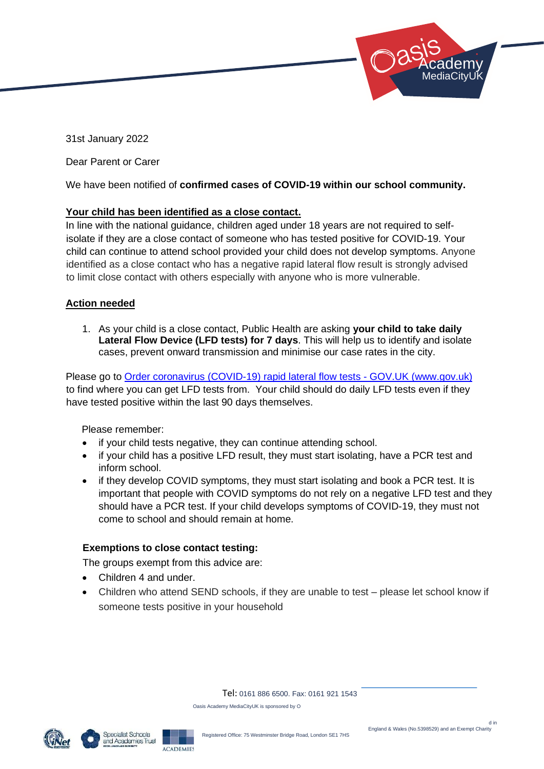31st January 2022

Dear Parent or Carer

We have been notified of **confirmed cases of COVID-19 within our school community.**

**Your child has been identified as a close contact.**

In line with the national guidance, children aged under 18 years are not required to self-isolate if they are a close contact of someone who has tested positive for COVID-19. Your child can continue to attend school provided your child does not develop symptoms. Anyone identified as a close contact who has a negative rapid lateral flow result is strongly advised to limit close contact with others especially with anyone who is more vulnerable.

**Action needed**

1. As your child is a close contact, Public Health are asking **your child to take daily Lateral Flow Device (LFD tests) for 7 days**. This will help us to identify and isolate cases, prevent onward transmission and minimise our case rates in the city.

Please go to [Order coronavirus (COVID-19) rapid lateral flow tests - GOV.UK (www.gov.uk)] to find where you can get LFD tests from. Your child should do daily LFD tests even if they have tested positive within the last 90 days themselves.

Please remember:

- if your child tests negative, they can continue attending school.
- if your child has a positive LFD result, they must start isolating, have a PCR test and inform school.
- if they develop COVID symptoms, they must start isolating and book a PCR test. It is important that people with COVID symptoms do not rely on a negative LFD test and they should have a PCR test. If your child develops symptoms of COVID-19, they must not come to school and should remain at home.

**Exemptions to close contact testing:**

The groups exempt from this advice are:

- Children 4 and under.
- Children who attend SEND schools, if they are unable to test – please let school know if someone tests positive in your household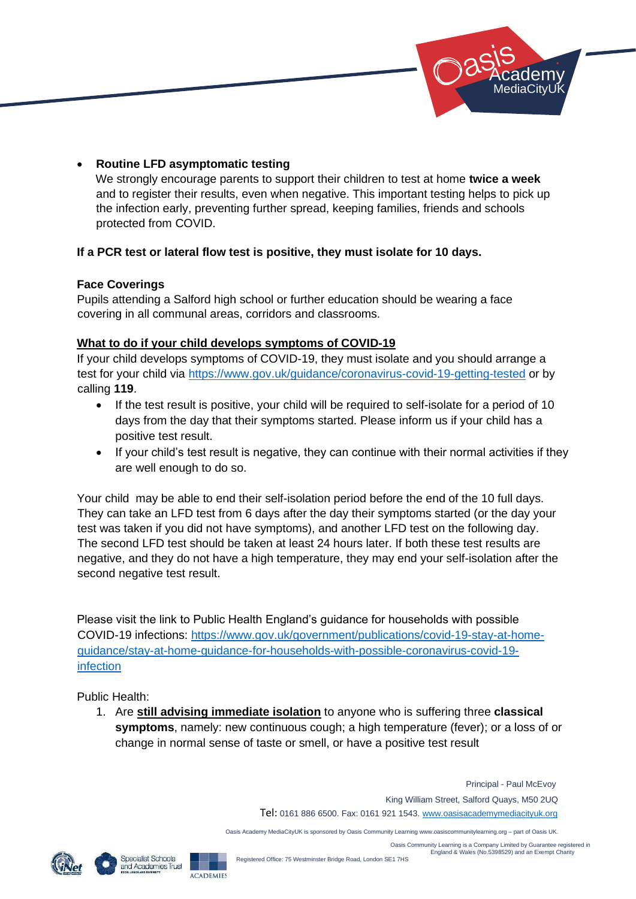- **Routine LFD asymptomatic testing**
  We strongly encourage parents to support their children to test at home **twice a week** and to register their results, even when negative. This important testing helps to pick up the infection early, preventing further spread, keeping families, friends and schools protected from COVID.

**If a PCR test or lateral flow test is positive, they must isolate for 10 days.**

**Face Coverings**
Pupils attending a Salford high school or further education should be wearing a face covering in all communal areas, corridors and classrooms.

**What to do if your child develops symptoms of COVID-19**

If your child develops symptoms of COVID-19, they must isolate and you should arrange a test for your child via https://www.gov.uk/guidance/coronavirus-covid-19-getting-tested or by calling **119**.

- If the test result is positive, your child will be required to self-isolate for a period of 10 days from the day that their symptoms started. Please inform us if your child has a positive test result.
- If your child's test result is negative, they can continue with their normal activities if they are well enough to do so.

Your child may be able to end their self-isolation period before the end of the 10 full days. They can take an LFD test from 6 days after the day their symptoms started (or the day your test was taken if you did not have symptoms), and another LFD test on the following day. The second LFD test should be taken at least 24 hours later. If both these test results are negative, and they do not have a high temperature, they may end your self-isolation after the second negative test result.

Please visit the link to Public Health England's guidance for households with possible COVID-19 infections: https://www.gov.uk/government/publications/covid-19-stay-at-home-guidance/stay-at-home-guidance-for-households-with-possible-coronavirus-covid-19-infection

Public Health:

1. Are **still advising immediate isolation** to anyone who is suffering three **classical symptoms**, namely: new continuous cough; a high temperature (fever); or a loss of or change in normal sense of taste or smell, or have a positive test result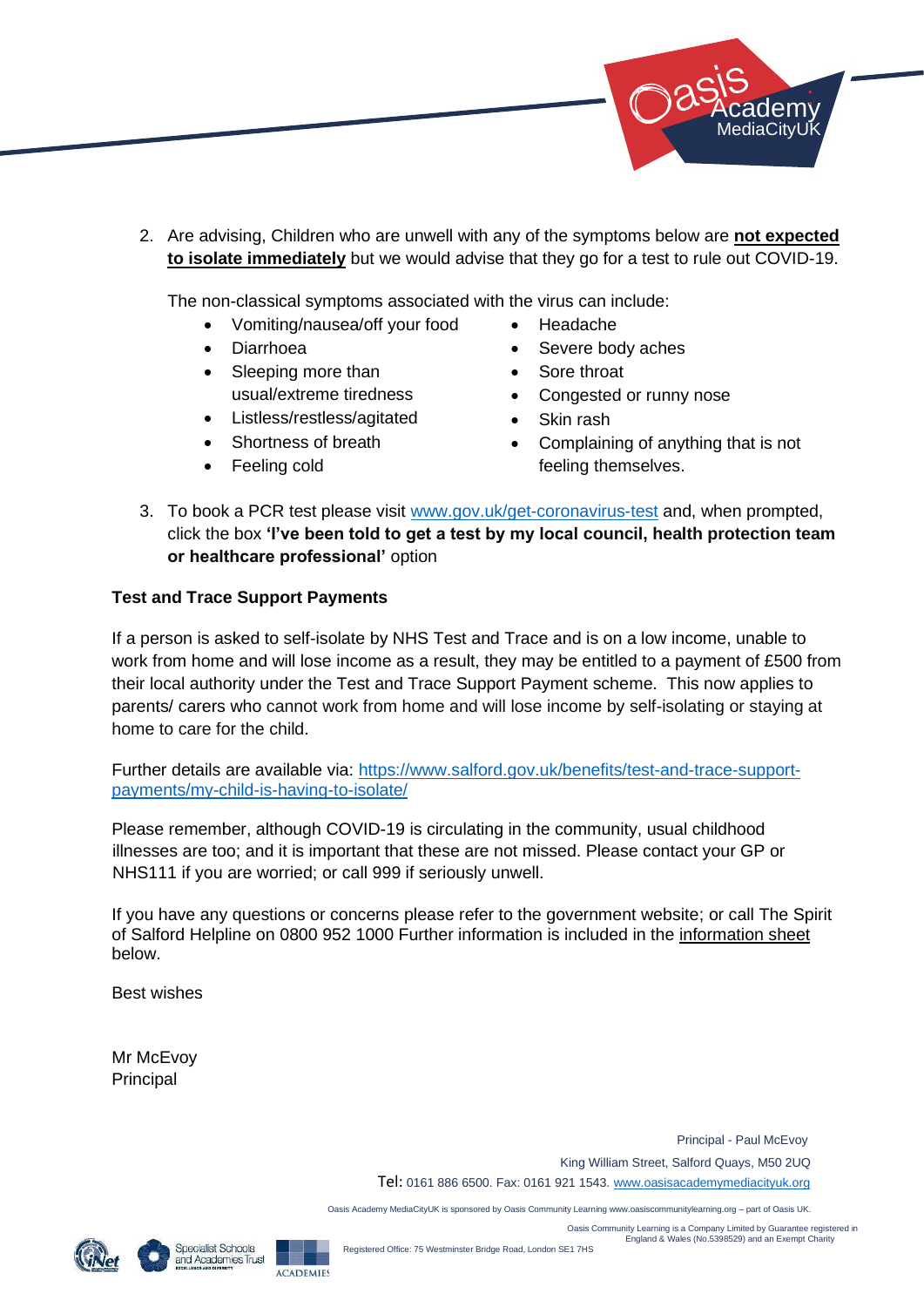2. Are advising, Children who are unwell with any of the symptoms below are **not expected to isolate immediately** but we would advise that they go for a test to rule out COVID-19.

   The non-classical symptoms associated with the virus can include:

   - Vomiting/nausea/off your food
   - Diarrhoea
   - Sleeping more than usual/extreme tiredness
   - Listless/restless/agitated
   - Shortness of breath
   - Feeling cold
   - Headache
   - Severe body aches
   - Sore throat
   - Congested or runny nose
   - Skin rash
   - Complaining of anything that is not feeling themselves.

3. To book a PCR test please visit [www.gov.uk/get-coronavirus-test](www.gov.uk/get-coronavirus-test) and, when prompted, click the box **'I've been told to get a test by my local council, health protection team or healthcare professional'** option

**Test and Trace Support Payments**

If a person is asked to self-isolate by NHS Test and Trace and is on a low income, unable to work from home and will lose income as a result, they may be entitled to a payment of £500 from their local authority under the Test and Trace Support Payment scheme. This now applies to parents/ carers who cannot work from home and will lose income by self-isolating or staying at home to care for the child.

Further details are available via: [https://www.salford.gov.uk/benefits/test-and-trace-support-payments/my-child-is-having-to-isolate/](https://www.salford.gov.uk/benefits/test-and-trace-support-payments/my-child-is-having-to-isolate/)

Please remember, although COVID-19 is circulating in the community, usual childhood illnesses are too; and it is important that these are not missed. Please contact your GP or NHS111 if you are worried; or call 999 if seriously unwell.

If you have any questions or concerns please refer to the government website; or call The Spirit of Salford Helpline on 0800 952 1000 Further information is included in the information sheet below.

Best wishes

Mr McEvoy
Principal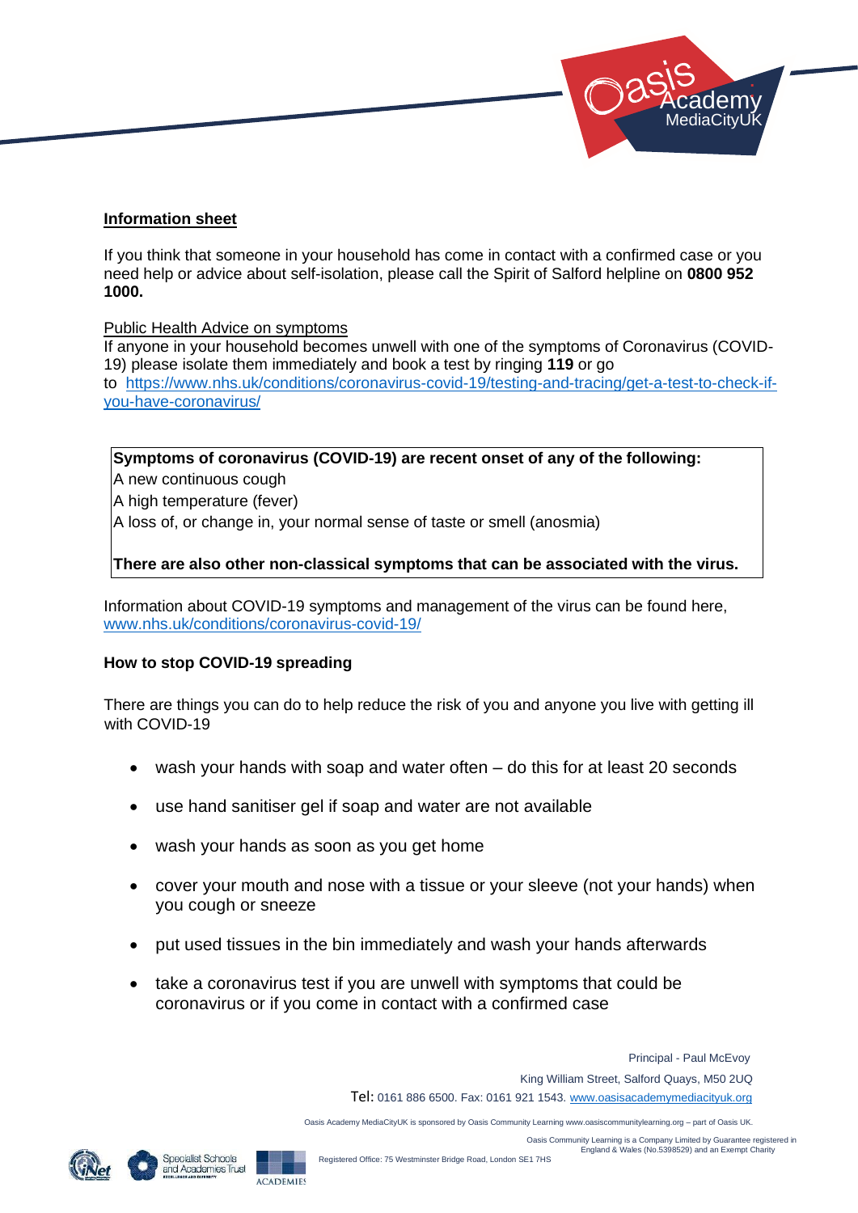## Information sheet

If you think that someone in your household has come in contact with a confirmed case or you need help or advice about self-isolation, please call the Spirit of Salford helpline on **0800 952 1000.**

Public Health Advice on symptoms

If anyone in your household becomes unwell with one of the symptoms of Coronavirus (COVID-19) please isolate them immediately and book a test by ringing **119** or go to https://www.nhs.uk/conditions/coronavirus-covid-19/testing-and-tracing/get-a-test-to-check-if-you-have-coronavirus/

**Symptoms of coronavirus (COVID-19) are recent onset of any of the following:**

A new continuous cough

A high temperature (fever)

A loss of, or change in, your normal sense of taste or smell (anosmia)

**There are also other non-classical symptoms that can be associated with the virus.**

Information about COVID-19 symptoms and management of the virus can be found here, www.nhs.uk/conditions/coronavirus-covid-19/

**How to stop COVID-19 spreading**

There are things you can do to help reduce the risk of you and anyone you live with getting ill with COVID-19

- wash your hands with soap and water often – do this for at least 20 seconds
- use hand sanitiser gel if soap and water are not available
- wash your hands as soon as you get home
- cover your mouth and nose with a tissue or your sleeve (not your hands) when you cough or sneeze
- put used tissues in the bin immediately and wash your hands afterwards
- take a coronavirus test if you are unwell with symptoms that could be coronavirus or if you come in contact with a confirmed case

Principal - Paul McEvoy

King William Street, Salford Quays, M50 2UQ

Tel: 0161 886 6500. Fax: 0161 921 1543. www.oasisacademymediacityuk.org

Oasis Academy MediaCityUK is sponsored by Oasis Community Learning www.oasiscommunitylearning.org – part of Oasis UK.

Oasis Community Learning is a Company Limited by Guarantee registered in England & Wales (No.5398529) and an Exempt Charity

Registered Office: 75 Westminster Bridge Road, London SE1 7HS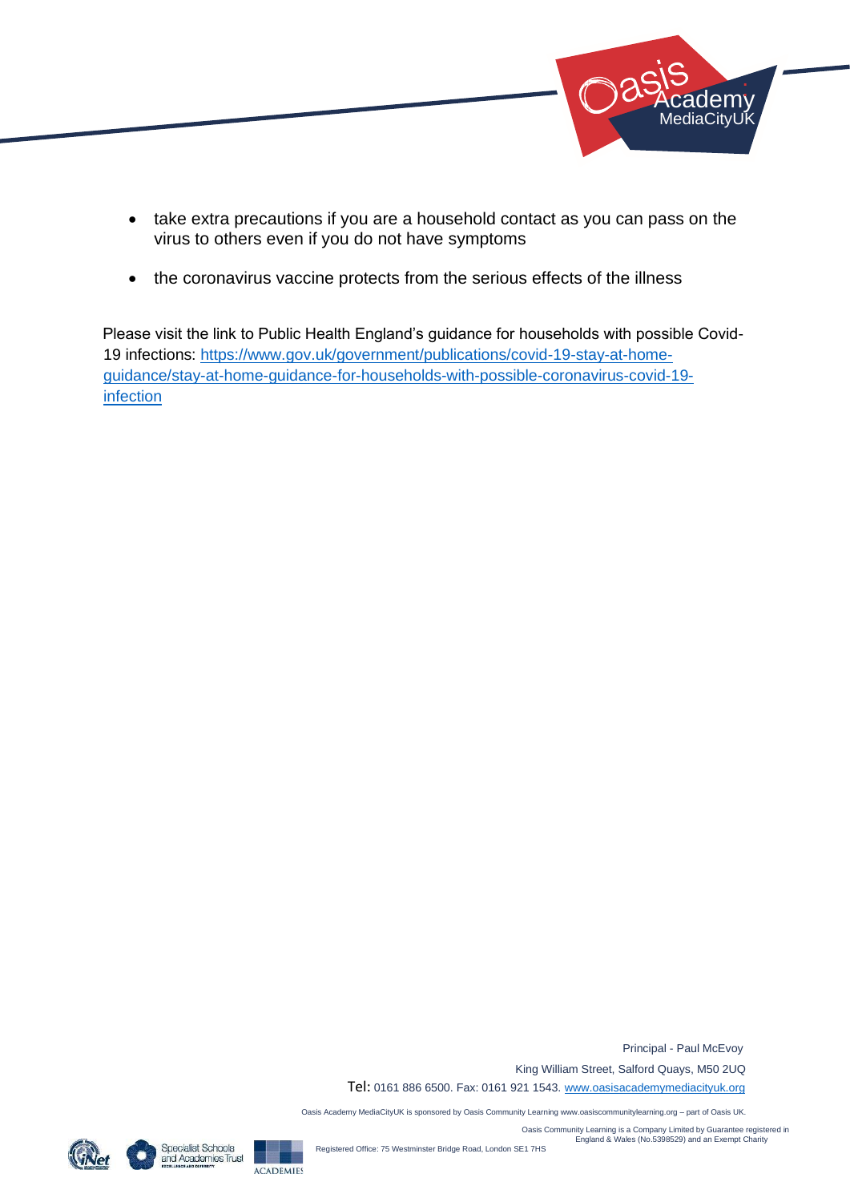- take extra precautions if you are a household contact as you can pass on the virus to others even if you do not have symptoms

- the coronavirus vaccine protects from the serious effects of the illness

Please visit the link to Public Health England's guidance for households with possible Covid-19 infections: https://www.gov.uk/government/publications/covid-19-stay-at-home-guidance/stay-at-home-guidance-for-households-with-possible-coronavirus-covid-19-infection